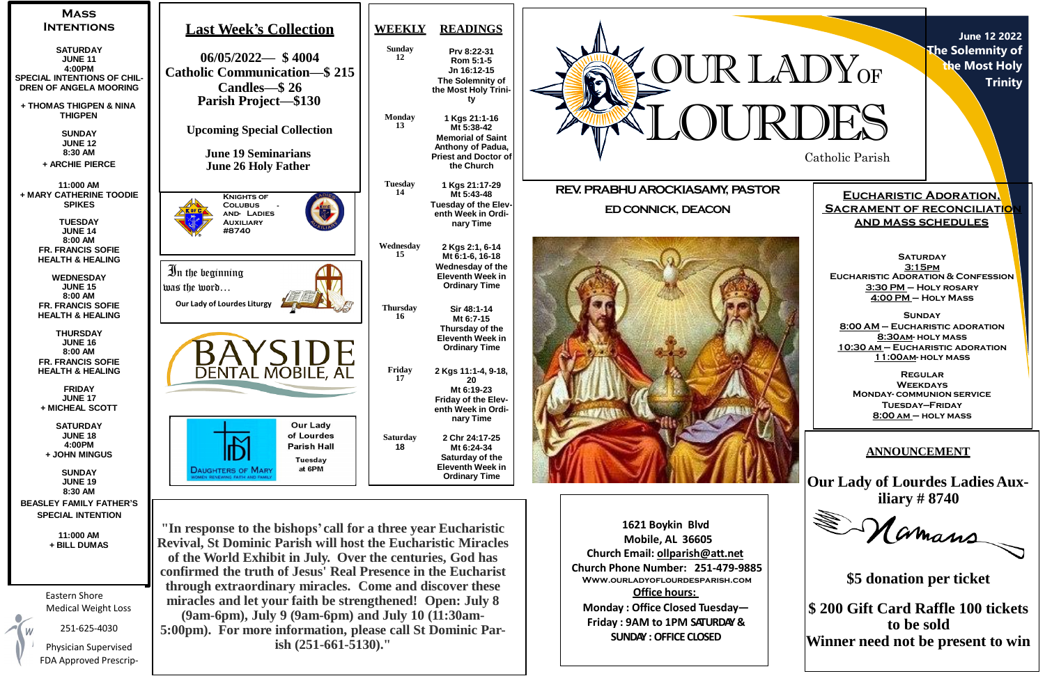# OUR LADY OF LOURDES

Catholic Parish

**June 12 2022**
**The Solemnity of the Most Holy Trinity**

**REV. PRABHU AROCKIASAMY, PASTOR**

**ED CONNICK, DEACON**

## Mass Intentions

**SATURDAY**
**JUNE 11**
**4:00PM**
**SPECIAL INTENTIONS OF CHILDREN OF ANGELA MOORING**

**+ THOMAS THIGPEN & NINA THIGPEN**

**SUNDAY**
**JUNE 12**
**8:30 AM**
**+ ARCHIE PIERCE**

**11:000 AM**
**+ MARY CATHERINE TOODIE SPIKES**

**TUESDAY**
**JUNE 14**
**8:00 AM**
**FR. FRANCIS SOFIE HEALTH & HEALING**

**WEDNESDAY**
**JUNE 15**
**8:00 AM**
**FR. FRANCIS SOFIE HEALTH & HEALING**

**THURSDAY**
**JUNE 16**
**8:00 AM**
**FR. FRANCIS SOFIE HEALTH & HEALING**

**FRIDAY**
**JUNE 17**
**+ MICHEAL SCOTT**

**SATURDAY**
**JUNE 18**
**4:00PM**
**+ JOHN MINGUS**

**SUNDAY**
**JUNE 19**
**8:30 AM**
**BEASLEY FAMILY FATHER'S SPECIAL INTENTION**

**11:000 AM**
**+ BILL DUMAS**

Eastern Shore Medical Weight Loss
251-625-4030
Physician Supervised
FDA Approved Prescrip-

## Last Week's Collection

**06/05/2022— $ 4004**
**Catholic Communication—$ 215**
**Candles—$ 26**
**Parish Project—$130**

**Upcoming Special Collection**

**June 19 Seminarians**
**June 26 Holy Father**

**Knights of Colubus - and- Ladies Auxiliary #8740**

In the beginning was the word…
**Our Lady of Lourdes Liturgy**

BAYSIDE DENTAL MOBILE, AL

Daughters of Mary — Women Renewing Faith and Family
**Our Lady of Lourdes Parish Hall**
**Tuesday at 6PM**

## WEEKLY READINGS

| Day | Readings |
|---|---|
| **Sunday 12** | **Prv 8:22-31<br>Rom 5:1-5<br>Jn 16:12-15<br>The Solemnity of the Most Holy Trinity** |
| **Monday 13** | **1 Kgs 21:1-16<br>Mt 5:38-42<br>Memorial of Saint Anthony of Padua, Priest and Doctor of the Church** |
| **Tuesday 14** | **1 Kgs 21:17-29<br>Mt 5:43-48<br>Tuesday of the Eleventh Week in Ordinary Time** |
| **Wednesday 15** | **2 Kgs 2:1, 6-14<br>Mt 6:1-6, 16-18<br>Wednesday of the Eleventh Week in Ordinary Time** |
| **Thursday 16** | **Sir 48:1-14<br>Mt 6:7-15<br>Thursday of the Eleventh Week in Ordinary Time** |
| **Friday 17** | **2 Kgs 11:1-4, 9-18, 20<br>Mt 6:19-23<br>Friday of the Eleventh Week in Ordinary Time** |
| **Saturday 18** | **2 Chr 24:17-25<br>Mt 6:24-34<br>Saturday of the Eleventh Week in Ordinary Time** |

## Eucharistic Adoration, Sacrament of Reconciliation and Mass Schedules

**SATURDAY**
**3:15PM**
**EUCHARISTIC ADORATION & CONFESSION**
**3:30 PM – HOLY ROSARY**
**4:00 PM – HOLY MASS**

**SUNDAY**
**8:00 AM – EUCHARISTIC ADORATION**
**8:30AM- HOLY MASS**
**10:30 AM – EUCHARISTIC ADORATION**
**11:00AM- HOLY MASS**

**REGULAR WEEKDAYS**
**MONDAY- COMMUNION SERVICE**
**TUESDAY–FRIDAY**
**8:00 AM – HOLY MASS**

## ANNOUNCEMENT

**Our Lady of Lourdes Ladies Auxiliary # 8740**

Mamaws

**$5 donation per ticket**

**$ 200 Gift Card Raffle 100 tickets to be sold**
**Winner need not be present to win**

**"In response to the bishops' call for a three year Eucharistic Revival, St Dominic Parish will host the Eucharistic Miracles of the World Exhibit in July. Over the centuries, God has confirmed the truth of Jesus' Real Presence in the Eucharist through extraordinary miracles. Come and discover these miracles and let your faith be strengthened! Open: July 8 (9am-6pm), July 9 (9am-6pm) and July 10 (11:30am-5:00pm). For more information, please call St Dominic Parish (251-661-5130)."**

**1621 Boykin Blvd**
**Mobile, AL 36605**
**Church Email: ollparish@att.net**
**Church Phone Number: 251-479-9885**
**www.ourladyoflourdesparish.com**
**Office hours:**
**Monday : Office Closed Tuesday—Friday : 9AM to 1PM SATURDAY & SUNDAY : OFFICE CLOSED**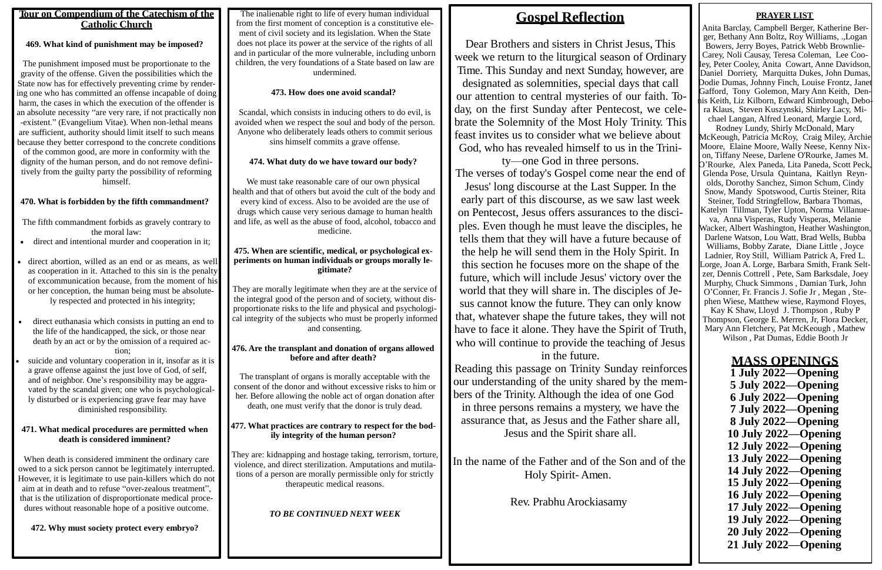## Tour on Compendium of the Catechism of the Catholic Church

**469. What kind of punishment may be imposed?**

The punishment imposed must be proportionate to the gravity of the offense. Given the possibilities which the State now has for effectively preventing crime by rendering one who has committed an offense incapable of doing harm, the cases in which the execution of the offender is an absolute necessity "are very rare, if not practically non-existent." (Evangelium Vitae). When non-lethal means are sufficient, authority should limit itself to such means because they better correspond to the concrete conditions of the common good, are more in conformity with the dignity of the human person, and do not remove definitively from the guilty party the possibility of reforming himself.

**470. What is forbidden by the fifth commandment?**

The fifth commandment forbids as gravely contrary to the moral law:

- direct and intentional murder and cooperation in it;
- direct abortion, willed as an end or as means, as well as cooperation in it. Attached to this sin is the penalty of excommunication because, from the moment of his or her conception, the human being must be absolutely respected and protected in his integrity;
- direct euthanasia which consists in putting an end to the life of the handicapped, the sick, or those near death by an act or by the omission of a required action;
- suicide and voluntary cooperation in it, insofar as it is a grave offense against the just love of God, of self, and of neighbor. One's responsibility may be aggravated by the scandal given; one who is psychologically disturbed or is experiencing grave fear may have diminished responsibility.

**471. What medical procedures are permitted when death is considered imminent?**

When death is considered imminent the ordinary care owed to a sick person cannot be legitimately interrupted. However, it is legitimate to use pain-killers which do not aim at in death and to refuse "over-zealous treatment", that is the utilization of disproportionate medical procedures without reasonable hope of a positive outcome.

**472. Why must society protect every embryo?**

The inalienable right to life of every human individual from the first moment of conception is a constitutive element of civil society and its legislation. When the State does not place its power at the service of the rights of all and in particular of the more vulnerable, including unborn children, the very foundations of a State based on law are undermined.

**473. How does one avoid scandal?**

Scandal, which consists in inducing others to do evil, is avoided when we respect the soul and body of the person. Anyone who deliberately leads others to commit serious sins himself commits a grave offense.

**474. What duty do we have toward our body?**

We must take reasonable care of our own physical health and that of others but avoid the cult of the body and every kind of excess. Also to be avoided are the use of drugs which cause very serious damage to human health and life, as well as the abuse of food, alcohol, tobacco and medicine.

**475. When are scientific, medical, or psychological experiments on human individuals or groups morally legitimate?**

They are morally legitimate when they are at the service of the integral good of the person and of society, without disproportionate risks to the life and physical and psychological integrity of the subjects who must be properly informed and consenting.

**476. Are the transplant and donation of organs allowed before and after death?**

The transplant of organs is morally acceptable with the consent of the donor and without excessive risks to him or her. Before allowing the noble act of organ donation after death, one must verify that the donor is truly dead.

**477. What practices are contrary to respect for the bodily integrity of the human person?**

They are: kidnapping and hostage taking, terrorism, torture, violence, and direct sterilization. Amputations and mutilations of a person are morally permissible only for strictly therapeutic medical reasons.

*TO BE CONTINUED NEXT WEEK*

## Gospel Reflection

Dear Brothers and sisters in Christ Jesus, This week we return to the liturgical season of Ordinary Time. This Sunday and next Sunday, however, are designated as solemnities, special days that call our attention to central mysteries of our faith. Today, on the first Sunday after Pentecost, we celebrate the Solemnity of the Most Holy Trinity. This feast invites us to consider what we believe about God, who has revealed himself to us in the Trinity—one God in three persons.

The verses of today's Gospel come near the end of Jesus' long discourse at the Last Supper. In the early part of this discourse, as we saw last week on Pentecost, Jesus offers assurances to the disciples. Even though he must leave the disciples, he tells them that they will have a future because of the help he will send them in the Holy Spirit. In this section he focuses more on the shape of the future, which will include Jesus' victory over the world that they will share in. The disciples of Jesus cannot know the future. They can only know that, whatever shape the future takes, they will not have to face it alone. They have the Spirit of Truth, who will continue to provide the teaching of Jesus in the future.

Reading this passage on Trinity Sunday reinforces our understanding of the unity shared by the members of the Trinity. Although the idea of one God in three persons remains a mystery, we have the assurance that, as Jesus and the Father share all, Jesus and the Spirit share all.

In the name of the Father and of the Son and of the Holy Spirit- Amen.

Rev. Prabhu Arockiasamy

## PRAYER LIST

Anita Barclay, Campbell Berger, Katherine Berger, Bethany Ann Boltz, Roy Williams, .,Logan Bowers, Jerry Boyes, Patrick Wells Brownlie-Carey, Noli Causay, Teresa Coleman, Lee Cooley, Peter Cooley, Anita Cowart, Anne Davidson, Daniel Dorriety, Marquitta Dukes, John Dumas, Dodie Dumas, Johnny Finch, Louise Frontz, Janet Gafford, Tony Golemon, Mary Ann Keith, Dennis Keith, Liz Kilborn, Edward Kimbrough, Debora Klaus, Steven Kuszynski, Shirley Lacy, Michael Langan, Alfred Leonard, Margie Lord, Rodney Lundy, Shirly McDonald, Mary McKeough, Patricia McRoy, Craig Miley, Archie Moore, Elaine Moore, Wally Neese, Kenny Nixon, Tiffany Neese, Darlene O'Rourke, James M. O'Rourke, Alex Paneda, Lita Paneda, Scott Peck, Glenda Pose, Ursula Quintana, Kaitlyn Reynolds, Dorothy Sanchez, Simon Schum, Cindy Snow, Mandy Spotswood, Curtis Steiner, Rita Steiner, Todd Stringfellow, Barbara Thomas, Katelyn Tillman, Tyler Upton, Norma Villanueva, Anna Visperas, Rudy Visperas, Melanie Wacker, Albert Washington, Heather Washington, Darlene Watson, Lou Watt, Brad Wells, Bubba Williams, Bobby Zarate, Diane Little , Joyce Ladnier, Roy Still, William Patrick A, Fred L. Lorge, Joan A. Lorge, Barbara Smith, Frank Seltzer, Dennis Cottrell , Pete, Sam Barksdale, Joey Murphy, Chuck Simmons , Damian Turk, John O'Conner, Fr. Francis J. Sofie Jr , Megan , Stephen Wiese, Matthew wiese, Raymond Floyes, Kay K Shaw, Lloyd J. Thompson , Ruby P Thompson, George E. Merren, Jr, Flora Decker, Mary Ann Fletchery, Pat McKeough , Mathew Wilson , Pat Dumas, Eddie Booth Jr

## MASS OPENINGS

**1 July 2022—Opening**
**5 July 2022—Opening**
**6 July 2022—Opening**
**7 July 2022—Opening**
**8 July 2022—Opening**
**10 July 2022—Opening**
**12 July 2022—Opening**
**13 July 2022—Opening**
**14 July 2022—Opening**
**15 July 2022—Opening**
**16 July 2022—Opening**
**17 July 2022—Opening**
**19 July 2022—Opening**
**20 July 2022—Opening**
**21 July 2022—Opening**